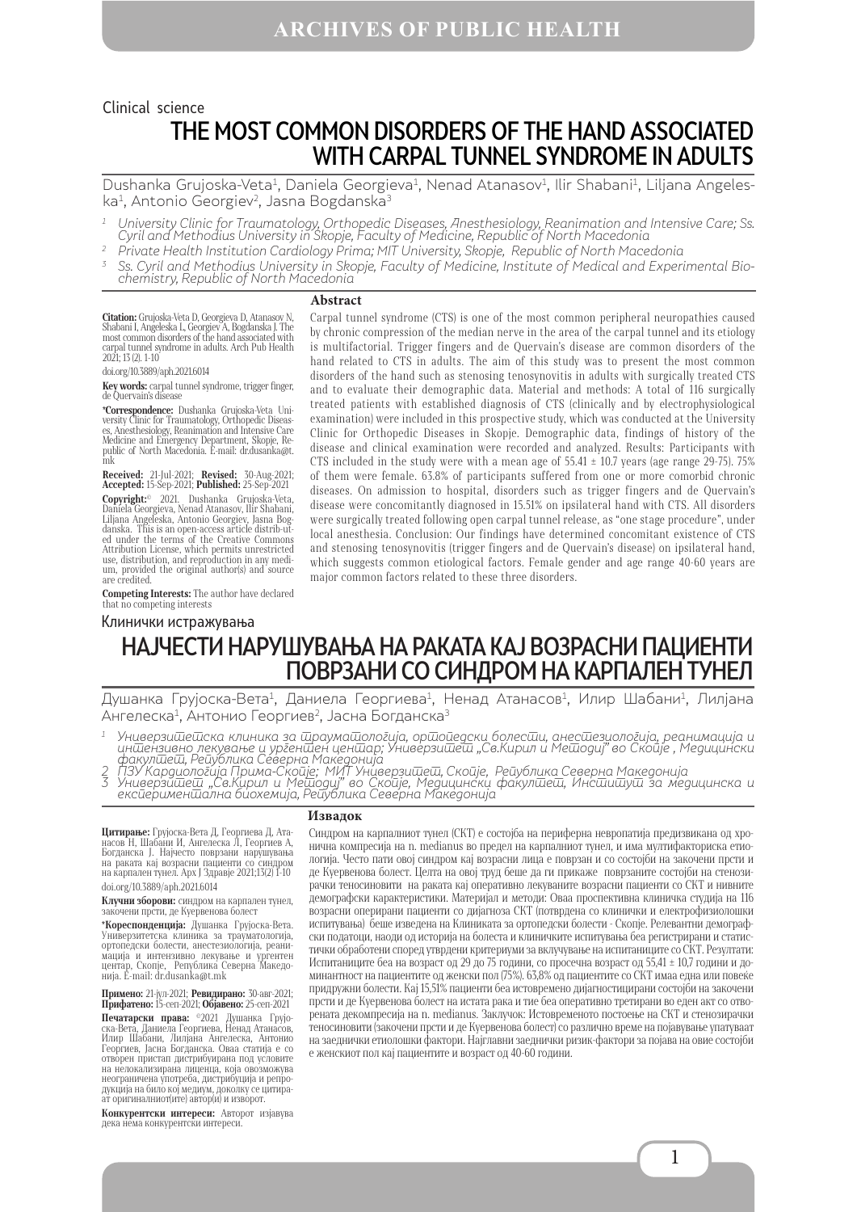Clinical science

# THE MOST COMMON DISORDERS OF THE HAND ASSOCIATED WITH CARPAL TUNNEL SYNDROME IN ADULTS

Dushanka Grujoska-Veta[1], Daniela Georgieva[1], Nenad Atanasov[1], Ilir Shabani[1], Liljana Angeleska[1], Antonio Georgiev[2], Jasna Bogdanska[3]

[1] University Clinic for Traumatology, Orthopedic Diseases, Anesthesiology, Reanimation and Intensive Care; Ss. Cyril and Methodius University in Skopje, Faculty of Medicine, Republic of North Macedonia

[2] Private Health Institution Cardiology Prima; MIT University, Skopje, Republic of North Macedonia

[3] Ss. Cyril and Methodius University in Skopje, Faculty of Medicine, Institute of Medical and Experimental Biochemistry, Republic of North Macedonia

**Citation:** Grujoska-Veta D, Georgieva D, Atanasov N, Shabani I, Angeleska L, Georgiev A, Bogdanska J. The most common disorders of the hand associated with carpal tunnel syndrome in adults. Arch Pub Health 2021; 13 (2). 1-10

doi.org/10.3889/aph.2021.6014

**Key words:** carpal tunnel syndrome, trigger finger, de Quervain's disease

**\*Correspondence:** Dushanka Grujoska-Veta University Clinic for Traumatology, Orthopedic Diseases, Anesthesiology, Reanimation and Intensive Care Medicine and Emergency Department, Skopje, Republic of North Macedonia. E-mail: dr.dusanka@t.mk

**Received:** 21-Jul-2021; **Revised:** 30-Aug-2021; **Accepted:** 15-Sep-2021; **Published:** 25-Sep-2021

**Copyright:**© 2021. Dushanka Grujoska-Veta, Daniela Georgieva, Nenad Atanasov, Ilir Shabani, Liljana Angeleska, Antonio Georgiev, Jasna Bogdanska. This is an open-access article distributed under the terms of the Creative Commons Attribution License, which permits unrestricted use, distribution, and reproduction in any medium, provided the original author(s) and source are credited.

**Competing Interests:** The author have declared that no competing interests

## Abstract

Carpal tunnel syndrome (CTS) is one of the most common peripheral neuropathies caused by chronic compression of the median nerve in the area of the carpal tunnel and its etiology is multifactorial. Trigger fingers and de Quervain's disease are common disorders of the hand related to CTS in adults. The aim of this study was to present the most common disorders of the hand such as stenosing tenosynovitis in adults with surgically treated CTS and to evaluate their demographic data. Material and methods: A total of 116 surgically treated patients with established diagnosis of CTS (clinically and by electrophysiological examination) were included in this prospective study, which was conducted at the University Clinic for Orthopedic Diseases in Skopje. Demographic data, findings of history of the disease and clinical examination were recorded and analyzed. Results: Participants with CTS included in the study were with a mean age of 55.41 ± 10.7 years (age range 29-75). 75% of them were female. 63.8% of participants suffered from one or more comorbid chronic diseases. On admission to hospital, disorders such as trigger fingers and de Quervain's disease were concomitantly diagnosed in 15.51% on ipsilateral hand with CTS. All disorders were surgically treated following open carpal tunnel release, as "one stage procedure", under local anesthesia. Conclusion: Our findings have determined concomitant existence of CTS and stenosing tenosynovitis (trigger fingers and de Quervain's disease) on ipsilateral hand, which suggests common etiological factors. Female gender and age range 40-60 years are major common factors related to these three disorders.

Клинички истражувања

# НАЈЧЕСТИ НАРУШУВАЊА НА РАКАТА КАЈ ВОЗРАСНИ ПАЦИЕНТИ ПОВРЗАНИ СО СИНДРОМ НА КАРПАЛЕН ТУНЕЛ

Душанка Грујоска-Вета[1], Даниела Георгиева[1], Ненад Атанасов[1], Илир Шабани[1], Лилјана Ангелеска[1], Антонио Георгиев[2], Јасна Богданска[3]

[1] Универзитетска клиника за трауматологија, ортопедски болести, анестезиологија, реанимација и интензивно лекување и ургентен центар; Универзитет „Св.Кирил и Методиј" во Скопје , Медицински факултет, Република Северна Македонија

[2] ПЗУ Кардиологија Прима-Скопје; МИТ Универзитет, Скопје, Република Северна Македонија

[3] Универзитет „Св.Кирил и Методиј" во Скопје, Медицински факултет, Институт за медицинска и експериментална биохемија, Република Северна Македонија

**Цитирање:** Грујоска-Вета Д, Георгиева Д, Атанасов Н, Шабани И, Ангелеска Л, Георгиев А, Богданска Ј. Најчесто поврзани нарушувања на раката кај возрасни пациенти со синдром на карпален тунел. Арх Ј Здравје 2021;13(2) 1-10

doi.org/10.3889/aph.2021.6014

**Клучни зборови:** синдром на карпален тунел, закочени прсти, де Куервенова болест

**\*Кореспонденција:** Душанка Грујоска-Вета. Универзитетска клиника за трауматологија, ортопедски болести, анестезиологија, реанимација и интензивно лекување и ургентен центар, Скопје, Република Северна Македонија. E-mail: dr.dusanka@t.mk

**Примено:** 21-јул-2021; **Ревидирано:** 30-авг-2021; **Прифатено:** 15-сеп-2021; **Објавено:** 25-сеп-2021

**Печатарски права:** ©2021 Душанка Грујоска-Вета, Даниела Георгиева, Ненад Атанасов, Илир Шабани, Лилјана Ангелеска, Антонио Георгиев, Јасна Богданска. Оваа статија е со отворен пристап дистрибуирана под условите на нелокализирана лиценца, која овозможува неограничена употреба, дистрибуција и репродукција на било кој медиум, доколку се цитираат оригиналниот(ите) автор(и) и изворот.

**Конкурентски интереси:** Авторот изјавува дека нема конкурентски интереси.

## Извадок

Синдром на карпалниот тунел (СКТ) е состојба на периферна невропатија предизвикана од хронична компресија на n. medianus во предел на карпалниот тунел, и има мултифакториска етиологија. Често пати овој синдром кај возрасни лица е поврзан и со состојби на закочени прсти и де Куервенова болест. Целта на овој труд беше да ги прикаже поврзаните состојби на стенозирачки теносиновити на раката кај оперативно лекуваните возрасни пациенти со СКТ и нивните демографски карактеристики. Материјал и методи: Оваа проспективна клиничка студија на 116 возрасни оперирани пациенти со дијагноза СКТ (потврдена со клинички и електрофизиолошки испитувања) беше изведена на Клиниката за ортопедски болести - Скопје. Релевантни демографски податоци, наоди од историја на болеста и клиничките испитувања беа регистрирани и статистички обработени според утврдени критериуми за вклучување на испитаниците со СКТ. Резултати: Испитаниците беа на возраст од 29 до 75 години, со просечна возраст од 55,41 ± 10,7 години и доминантност на пациентите од женски пол (75%). 63,8% од пациентите со СКТ имаа една или повеќе придружни болести. Кај 15,51% пациенти беа истовремено дијагностицирани состојби на закочени прсти и де Куервенова болест на истата рака и тие беа оперативно третирани во еден акт со отворената декомпресија на n. medianus. Заклучок: Истовременото постоење на СКТ и стенозирачки теносиновити (закочени прсти и де Куервенова болест) со различно време на појавување упатуваат на заеднички етиолошки фактори. Најглавни заеднички ризик-фактори за појава на овие состојби е женскиот пол кај пациентите и возраст од 40-60 години.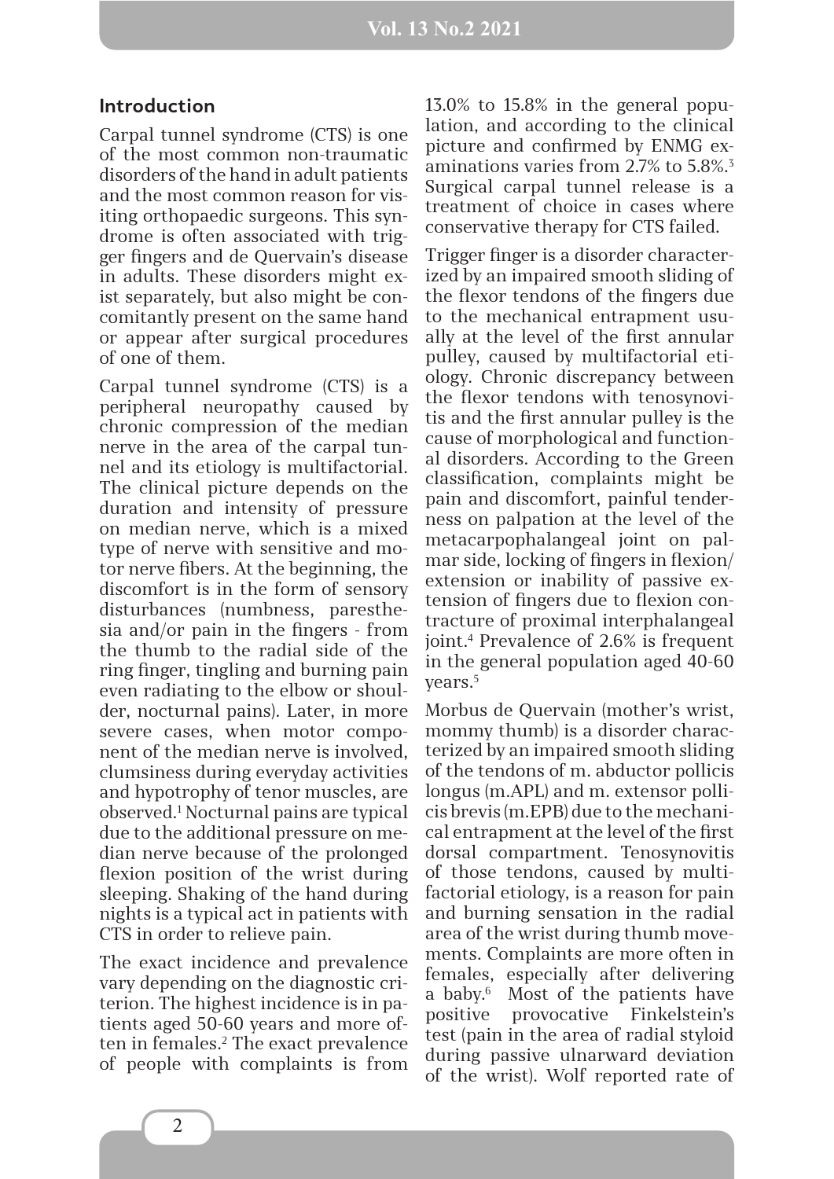## Introduction

Carpal tunnel syndrome (CTS) is one of the most common non-traumatic disorders of the hand in adult patients and the most common reason for visiting orthopaedic surgeons. This syndrome is often associated with trigger fingers and de Quervain's disease in adults. These disorders might exist separately, but also might be concomitantly present on the same hand or appear after surgical procedures of one of them.

Carpal tunnel syndrome (CTS) is a peripheral neuropathy caused by chronic compression of the median nerve in the area of the carpal tunnel and its etiology is multifactorial. The clinical picture depends on the duration and intensity of pressure on median nerve, which is a mixed type of nerve with sensitive and motor nerve fibers. At the beginning, the discomfort is in the form of sensory disturbances (numbness, paresthesia and/or pain in the fingers - from the thumb to the radial side of the ring finger, tingling and burning pain even radiating to the elbow or shoulder, nocturnal pains). Later, in more severe cases, when motor component of the median nerve is involved, clumsiness during everyday activities and hypotrophy of tenor muscles, are observed.[1] Nocturnal pains are typical due to the additional pressure on median nerve because of the prolonged flexion position of the wrist during sleeping. Shaking of the hand during nights is a typical act in patients with CTS in order to relieve pain.

The exact incidence and prevalence vary depending on the diagnostic criterion. The highest incidence is in patients aged 50-60 years and more often in females.[2] The exact prevalence of people with complaints is from 13.0% to 15.8% in the general population, and according to the clinical picture and confirmed by ENMG examinations varies from 2.7% to 5.8%.[3] Surgical carpal tunnel release is a treatment of choice in cases where conservative therapy for CTS failed.

Trigger finger is a disorder characterized by an impaired smooth sliding of the flexor tendons of the fingers due to the mechanical entrapment usually at the level of the first annular pulley, caused by multifactorial etiology. Chronic discrepancy between the flexor tendons with tenosynovitis and the first annular pulley is the cause of morphological and functional disorders. According to the Green classification, complaints might be pain and discomfort, painful tenderness on palpation at the level of the metacarpophalangeal joint on palmar side, locking of fingers in flexion/extension or inability of passive extension of fingers due to flexion contracture of proximal interphalangeal joint.[4] Prevalence of 2.6% is frequent in the general population aged 40-60 years.[5]

Morbus de Quervain (mother's wrist, mommy thumb) is a disorder characterized by an impaired smooth sliding of the tendons of m. abductor pollicis longus (m.APL) and m. extensor pollicis brevis (m.EPB) due to the mechanical entrapment at the level of the first dorsal compartment. Tenosynovitis of those tendons, caused by multifactorial etiology, is a reason for pain and burning sensation in the radial area of the wrist during thumb movements. Complaints are more often in females, especially after delivering a baby.[6] Most of the patients have positive provocative Finkelstein's test (pain in the area of radial styloid during passive ulnarward deviation of the wrist). Wolf reported rate of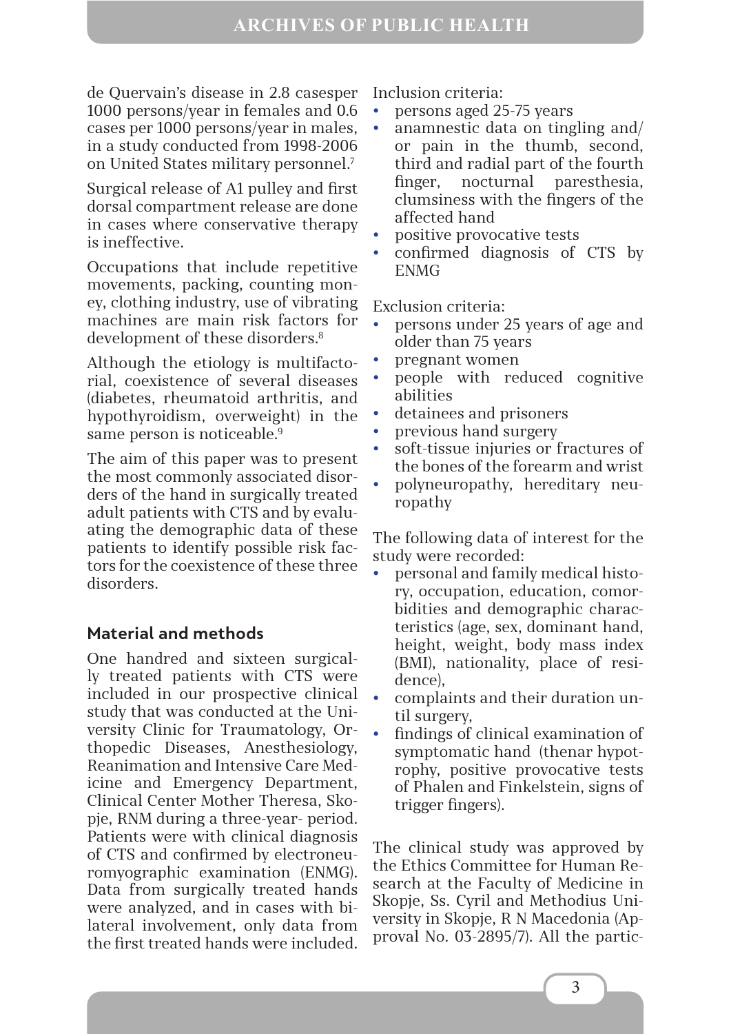de Quervain's disease in 2.8 casesper 1000 persons/year in females and 0.6 cases per 1000 persons/year in males, in a study conducted from 1998-2006 on United States military personnel.[7]

Surgical release of A1 pulley and first dorsal compartment release are done in cases where conservative therapy is ineffective.

Occupations that include repetitive movements, packing, counting money, clothing industry, use of vibrating machines are main risk factors for development of these disorders.[8]

Although the etiology is multifactorial, coexistence of several diseases (diabetes, rheumatoid arthritis, and hypothyroidism, overweight) in the same person is noticeable.[9]

The aim of this paper was to present the most commonly associated disorders of the hand in surgically treated adult patients with CTS and by evaluating the demographic data of these patients to identify possible risk factors for the coexistence of these three disorders.

## Material and methods

One hundred and sixteen surgically treated patients with CTS were included in our prospective clinical study that was conducted at the University Clinic for Traumatology, Orthopedic Diseases, Anesthesiology, Reanimation and Intensive Care Medicine and Emergency Department, Clinical Center Mother Theresa, Skopje, RNM during a three-year- period. Patients were with clinical diagnosis of CTS and confirmed by electroneuromyographic examination (ENMG). Data from surgically treated hands were analyzed, and in cases with bilateral involvement, only data from the first treated hands were included.

Inclusion criteria:

- persons aged 25-75 years
- anamnestic data on tingling and/or pain in the thumb, second, third and radial part of the fourth finger, nocturnal paresthesia, clumsiness with the fingers of the affected hand
- positive provocative tests
- confirmed diagnosis of CTS by ENMG

Exclusion criteria:

- persons under 25 years of age and older than 75 years
- pregnant women
- people with reduced cognitive abilities
- detainees and prisoners
- previous hand surgery
- soft-tissue injuries or fractures of the bones of the forearm and wrist
- polyneuropathy, hereditary neuropathy

The following data of interest for the study were recorded:

- personal and family medical history, occupation, education, comorbidities and demographic characteristics (age, sex, dominant hand, height, weight, body mass index (BMI), nationality, place of residence),
- complaints and their duration until surgery,
- findings of clinical examination of symptomatic hand (thenar hypotrophy, positive provocative tests of Phalen and Finkelstein, signs of trigger fingers).

The clinical study was approved by the Ethics Committee for Human Research at the Faculty of Medicine in Skopje, Ss. Cyril and Methodius University in Skopje, R N Macedonia (Approval No. 03-2895/7). All the partic-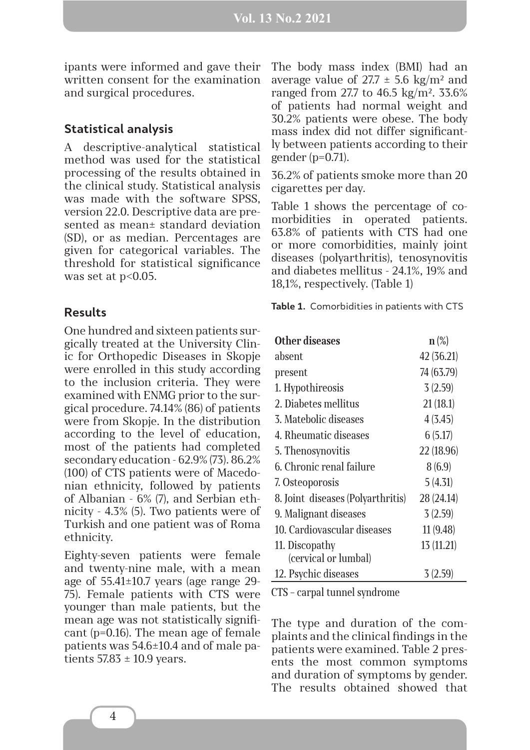ipants were informed and gave their written consent for the examination and surgical procedures.

## Statistical analysis

A descriptive-analytical statistical method was used for the statistical processing of the results obtained in the clinical study. Statistical analysis was made with the software SPSS, version 22.0. Descriptive data are presented as mean± standard deviation (SD), or as median. Percentages are given for categorical variables. The threshold for statistical significance was set at $p<0.05$.

## Results

One hundred and sixteen patients surgically treated at the University Clinic for Orthopedic Diseases in Skopje were enrolled in this study according to the inclusion criteria. They were examined with ENMG prior to the surgical procedure. 74.14% (86) of patients were from Skopje. In the distribution according to the level of education, most of the patients had completed secondary education - 62.9% (73). 86.2% (100) of CTS patients were of Macedonian ethnicity, followed by patients of Albanian - 6% (7), and Serbian ethnicity - 4.3% (5). Two patients were of Turkish and one patient was of Roma ethnicity.

Eighty-seven patients were female and twenty-nine male, with a mean age of 55.41±10.7 years (age range 29-75). Female patients with CTS were younger than male patients, but the mean age was not statistically significant ($p=0.16$). The mean age of female patients was 54.6±10.4 and of male patients 57.83 ± 10.9 years.

The body mass index (BMI) had an average value of 27.7 ± 5.6 kg/m² and ranged from 27.7 to 46.5 kg/m². 33.6% of patients had normal weight and 30.2% patients were obese. The body mass index did not differ significantly between patients according to their gender ($p=0.71$).

36.2% of patients smoke more than 20 cigarettes per day.

Table 1 shows the percentage of comorbidities in operated patients. 63.8% of patients with CTS had one or more comorbidities, mainly joint diseases (polyarthritis), tenosynovitis and diabetes mellitus - 24.1%, 19% and 18,1%, respectively. (Table 1)

**Table 1.** Comorbidities in patients with CTS

| Other diseases | n (%) |
|---|---|
| absent | 42 (36.21) |
| present | 74 (63.79) |
| 1. Hypothireosis | 3 (2.59) |
| 2. Diabetes mellitus | 21 (18.1) |
| 3. Matebolic diseases | 4 (3.45) |
| 4. Rheumatic diseases | 6 (5.17) |
| 5. Thenosynovitis | 22 (18.96) |
| 6. Chronic renal failure | 8 (6.9) |
| 7. Osteoporosis | 5 (4.31) |
| 8. Joint diseases (Polyarthritis) | 28 (24.14) |
| 9. Malignant diseases | 3 (2.59) |
| 10. Cardiovascular diseases | 11 (9.48) |
| 11. Discopathy (cervical or lumbal) | 13 (11.21) |
| 12. Psychic diseases | 3 (2.59) |

CTS – carpal tunnel syndrome

The type and duration of the complaints and the clinical findings in the patients were examined. Table 2 presents the most common symptoms and duration of symptoms by gender. The results obtained showed that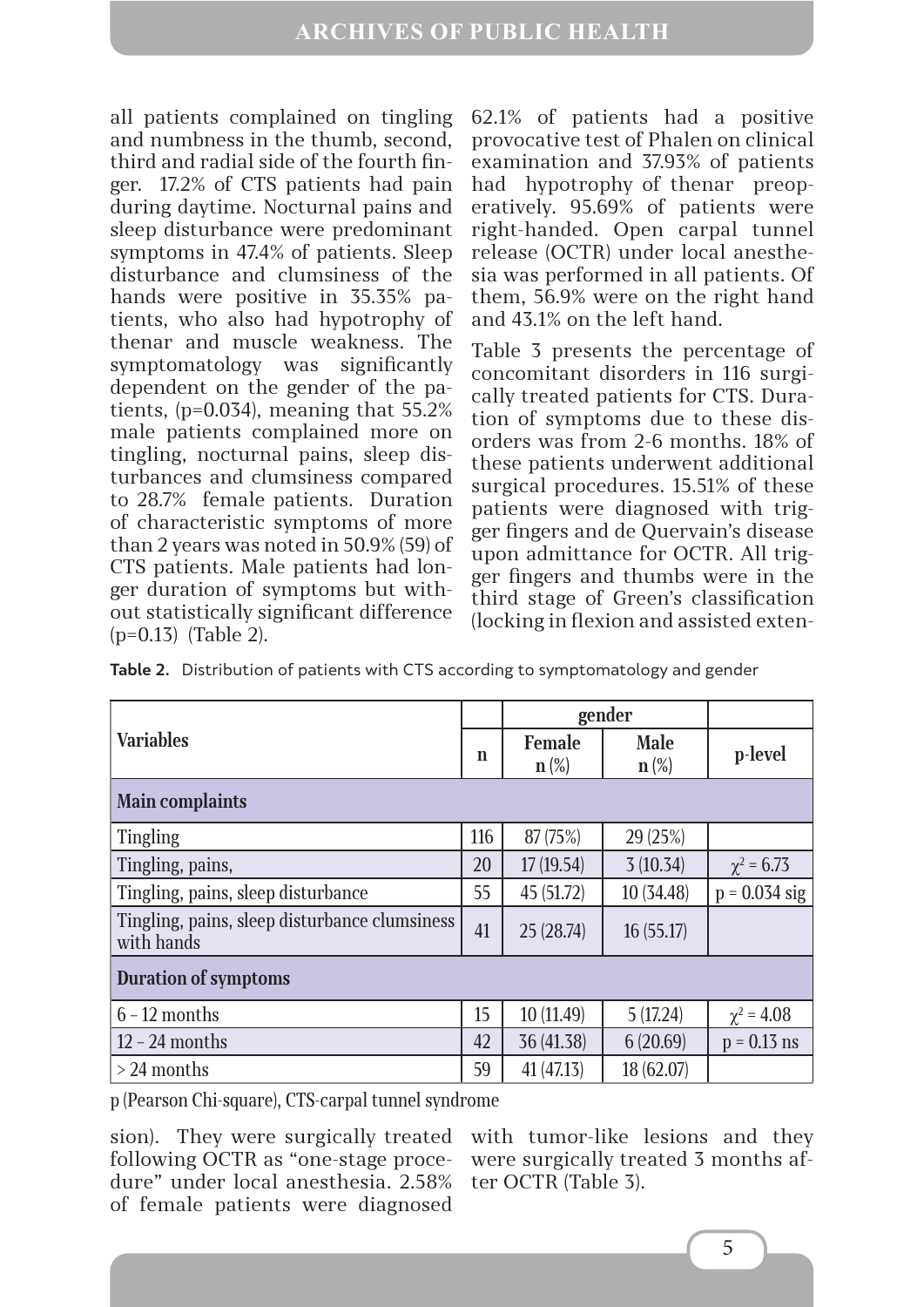all patients complained on tingling and numbness in the thumb, second, third and radial side of the fourth finger. 17.2% of CTS patients had pain during daytime. Nocturnal pains and sleep disturbance were predominant symptoms in 47.4% of patients. Sleep disturbance and clumsiness of the hands were positive in 35.35% patients, who also had hypotrophy of thenar and muscle weakness. The symptomatology was significantly dependent on the gender of the patients, (p=0.034), meaning that 55.2% male patients complained more on tingling, nocturnal pains, sleep disturbances and clumsiness compared to 28.7% female patients. Duration of characteristic symptoms of more than 2 years was noted in 50.9% (59) of CTS patients. Male patients had longer duration of symptoms but without statistically significant difference (p=0.13) (Table 2).

62.1% of patients had a positive provocative test of Phalen on clinical examination and 37.93% of patients had hypotrophy of thenar preoperatively. 95.69% of patients were right-handed. Open carpal tunnel release (OCTR) under local anesthesia was performed in all patients. Of them, 56.9% were on the right hand and 43.1% on the left hand.

Table 3 presents the percentage of concomitant disorders in 116 surgically treated patients for CTS. Duration of symptoms due to these disorders was from 2-6 months. 18% of these patients underwent additional surgical procedures. 15.51% of these patients were diagnosed with trigger fingers and de Quervain's disease upon admittance for OCTR. All trigger fingers and thumbs were in the third stage of Green's classification (locking in flexion and assisted extension). They were surgically treated following OCTR as "one-stage procedure" under local anesthesia. 2.58% of female patients were diagnosed with tumor-like lesions and they were surgically treated 3 months after OCTR (Table 3).

**Table 2.** Distribution of patients with CTS according to symptomatology and gender

| Variables | n | gender | | p-level |
|---|---|---|---|---|
| | | Female n (%) | Male n (%) | |
| **Main complaints** | | | | |
| Tingling | 116 | 87 (75%) | 29 (25%) | |
| Tingling, pains, | 20 | 17 (19.54) | 3 (10.34) | $\chi^2 = 6.73$ |
| Tingling, pains, sleep disturbance | 55 | 45 (51.72) | 10 (34.48) | p = 0.034 sig |
| Tingling, pains, sleep disturbance clumsiness with hands | 41 | 25 (28.74) | 16 (55.17) | |
| **Duration of symptoms** | | | | |
| 6 – 12 months | 15 | 10 (11.49) | 5 (17.24) | $\chi^2 = 4.08$ |
| 12 – 24 months | 42 | 36 (41.38) | 6 (20.69) | p = 0.13 ns |
| > 24 months | 59 | 41 (47.13) | 18 (62.07) | |

p (Pearson Chi-square), CTS-carpal tunnel syndrome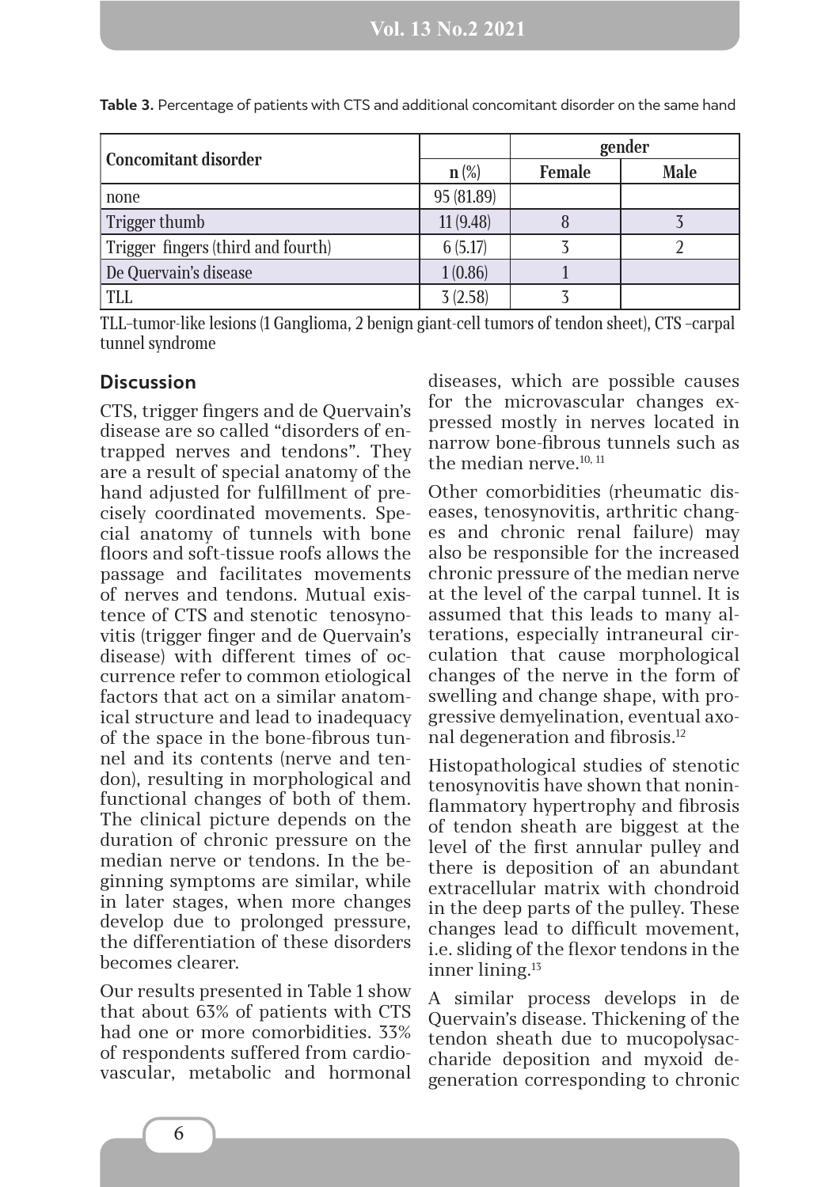**Table 3.** Percentage of patients with CTS and additional concomitant disorder on the same hand

| Concomitant disorder | | gender | |
|---|---|---|---|
| | n (%) | Female | Male |
| none | 95 (81.89) | | |
| Trigger thumb | 11 (9.48) | 8 | 3 |
| Trigger fingers (third and fourth) | 6 (5.17) | 3 | 2 |
| De Quervain's disease | 1 (0.86) | 1 | |
| TLL | 3 (2.58) | 3 | |

TLL–tumor-like lesions (1 Ganglioma, 2 benign giant-cell tumors of tendon sheet), CTS –carpal tunnel syndrome

## Discussion

CTS, trigger fingers and de Quervain's disease are so called "disorders of entrapped nerves and tendons". They are a result of special anatomy of the hand adjusted for fulfillment of precisely coordinated movements. Special anatomy of tunnels with bone floors and soft-tissue roofs allows the passage and facilitates movements of nerves and tendons. Mutual existence of CTS and stenotic tenosynovitis (trigger finger and de Quervain's disease) with different times of occurrence refer to common etiological factors that act on a similar anatomical structure and lead to inadequacy of the space in the bone-fibrous tunnel and its contents (nerve and tendon), resulting in morphological and functional changes of both of them. The clinical picture depends on the duration of chronic pressure on the median nerve or tendons. In the beginning symptoms are similar, while in later stages, when more changes develop due to prolonged pressure, the differentiation of these disorders becomes clearer.

Our results presented in Table 1 show that about 63% of patients with CTS had one or more comorbidities. 33% of respondents suffered from cardiovascular, metabolic and hormonal diseases, which are possible causes for the microvascular changes expressed mostly in nerves located in narrow bone-fibrous tunnels such as the median nerve.[10, 11]

Other comorbidities (rheumatic diseases, tenosynovitis, arthritic changes and chronic renal failure) may also be responsible for the increased chronic pressure of the median nerve at the level of the carpal tunnel. It is assumed that this leads to many alterations, especially intraneural circulation that cause morphological changes of the nerve in the form of swelling and change shape, with progressive demyelination, eventual axonal degeneration and fibrosis.[12]

Histopathological studies of stenotic tenosynovitis have shown that noninflammatory hypertrophy and fibrosis of tendon sheath are biggest at the level of the first annular pulley and there is deposition of an abundant extracellular matrix with chondroid in the deep parts of the pulley. These changes lead to difficult movement, i.e. sliding of the flexor tendons in the inner lining.[13]

A similar process develops in de Quervain's disease. Thickening of the tendon sheath due to mucopolysaccharide deposition and myxoid degeneration corresponding to chronic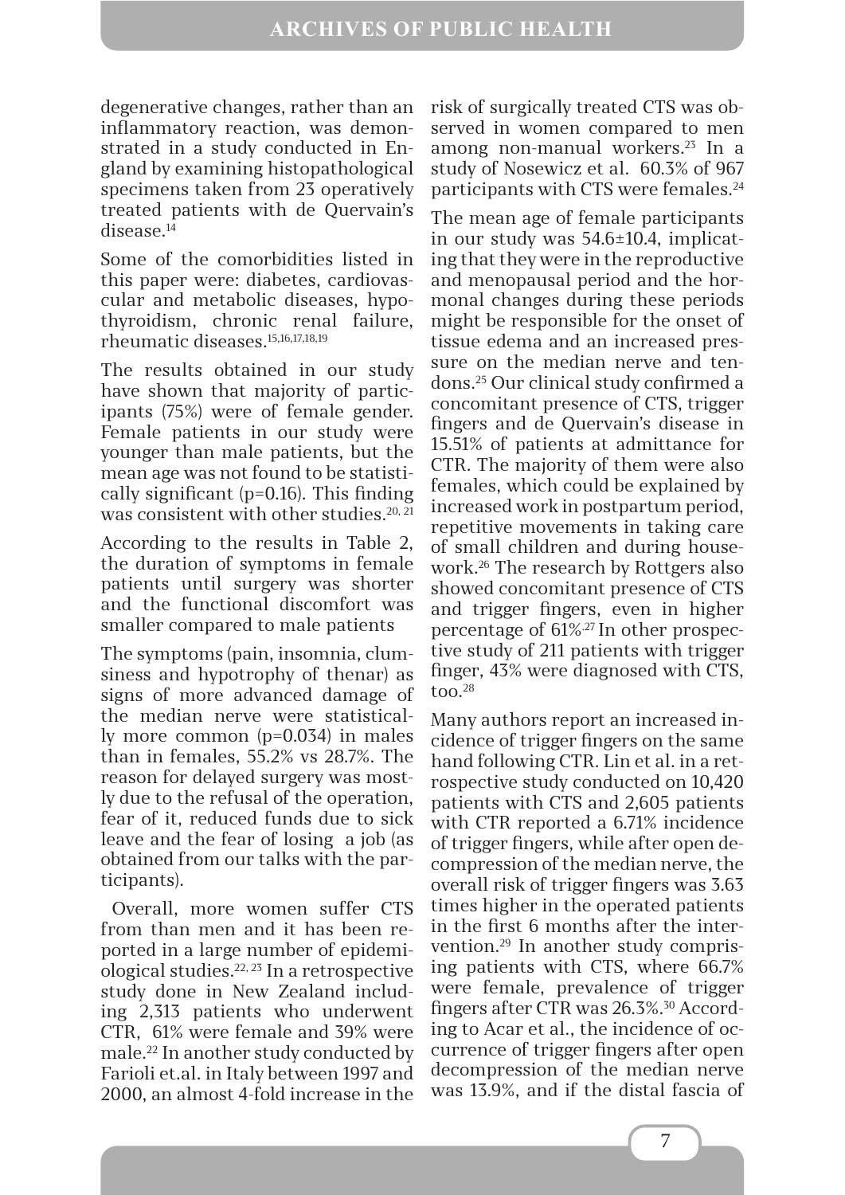degenerative changes, rather than an inflammatory reaction, was demonstrated in a study conducted in England by examining histopathological specimens taken from 23 operatively treated patients with de Quervain's disease.[14]

Some of the comorbidities listed in this paper were: diabetes, cardiovascular and metabolic diseases, hypothyroidism, chronic renal failure, rheumatic diseases.[15,16,17,18,19]

The results obtained in our study have shown that majority of participants (75%) were of female gender. Female patients in our study were younger than male patients, but the mean age was not found to be statistically significant (p=0.16). This finding was consistent with other studies.[20, 21]

According to the results in Table 2, the duration of symptoms in female patients until surgery was shorter and the functional discomfort was smaller compared to male patients

The symptoms (pain, insomnia, clumsiness and hypotrophy of thenar) as signs of more advanced damage of the median nerve were statistically more common (p=0.034) in males than in females, 55.2% vs 28.7%. The reason for delayed surgery was mostly due to the refusal of the operation, fear of it, reduced funds due to sick leave and the fear of losing a job (as obtained from our talks with the participants).

Overall, more women suffer CTS from than men and it has been reported in a large number of epidemiological studies.[22, 23] In a retrospective study done in New Zealand including 2,313 patients who underwent CTR, 61% were female and 39% were male.[22] In another study conducted by Farioli et.al. in Italy between 1997 and 2000, an almost 4-fold increase in the risk of surgically treated CTS was observed in women compared to men among non-manual workers.[23] In a study of Nosewicz et al. 60.3% of 967 participants with CTS were females.[24]

The mean age of female participants in our study was 54.6±10.4, implicating that they were in the reproductive and menopausal period and the hormonal changes during these periods might be responsible for the onset of tissue edema and an increased pressure on the median nerve and tendons.[25] Our clinical study confirmed a concomitant presence of CTS, trigger fingers and de Quervain's disease in 15.51% of patients at admittance for CTR. The majority of them were also females, which could be explained by increased work in postpartum period, repetitive movements in taking care of small children and during housework.[26] The research by Rottgers also showed concomitant presence of CTS and trigger fingers, even in higher percentage of 61%.[27] In other prospective study of 211 patients with trigger finger, 43% were diagnosed with CTS, too.[28]

Many authors report an increased incidence of trigger fingers on the same hand following CTR. Lin et al. in a retrospective study conducted on 10,420 patients with CTS and 2,605 patients with CTR reported a 6.71% incidence of trigger fingers, while after open decompression of the median nerve, the overall risk of trigger fingers was 3.63 times higher in the operated patients in the first 6 months after the intervention.[29] In another study comprising patients with CTS, where 66.7% were female, prevalence of trigger fingers after CTR was 26.3%.[30] According to Acar et al., the incidence of occurrence of trigger fingers after open decompression of the median nerve was 13.9%, and if the distal fascia of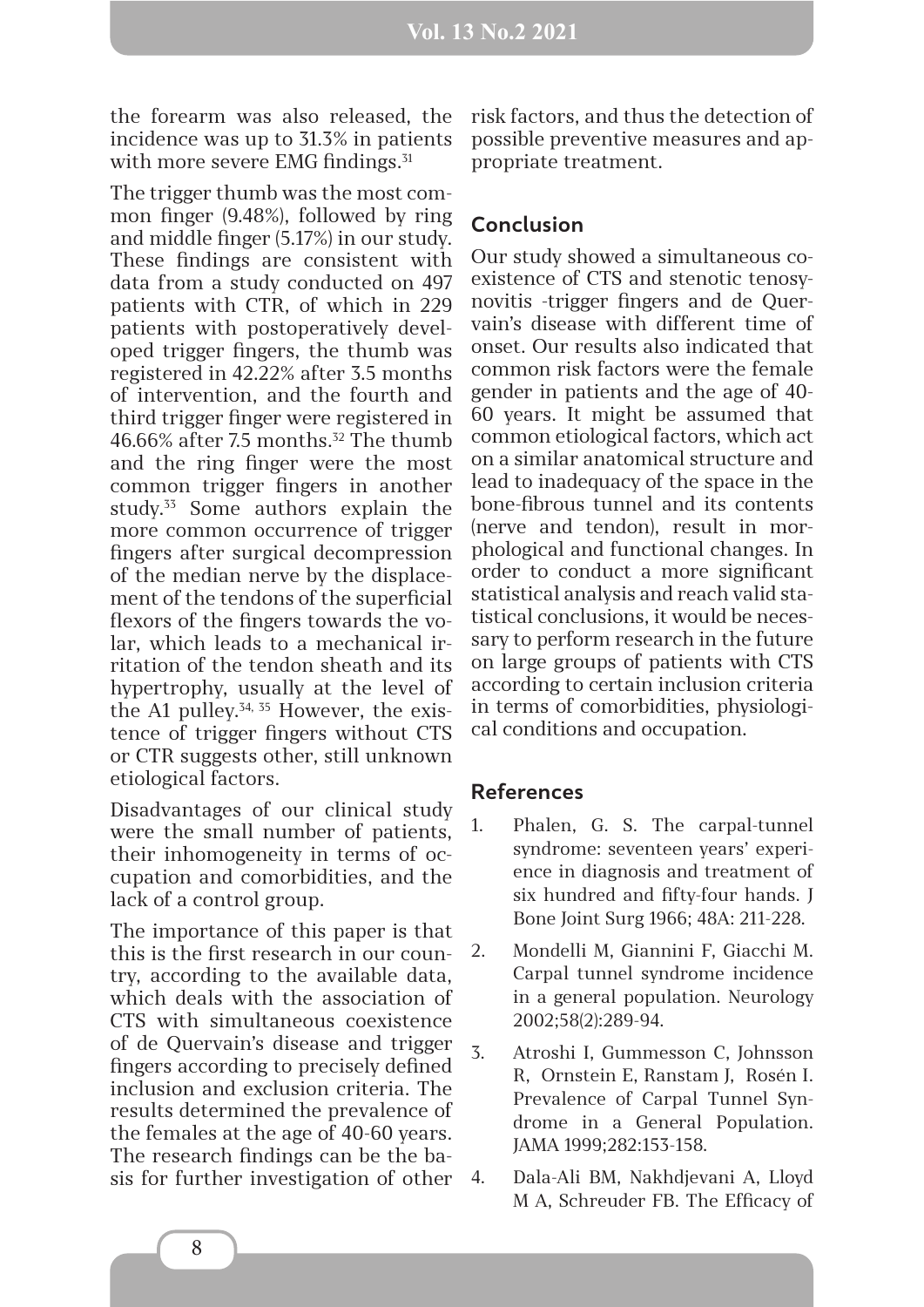the forearm was also released, the incidence was up to 31.3% in patients with more severe EMG findings.[31]

The trigger thumb was the most common finger (9.48%), followed by ring and middle finger (5.17%) in our study. These findings are consistent with data from a study conducted on 497 patients with CTR, of which in 229 patients with postoperatively developed trigger fingers, the thumb was registered in 42.22% after 3.5 months of intervention, and the fourth and third trigger finger were registered in 46.66% after 7.5 months.[32] The thumb and the ring finger were the most common trigger fingers in another study.[33] Some authors explain the more common occurrence of trigger fingers after surgical decompression of the median nerve by the displacement of the tendons of the superficial flexors of the fingers towards the volar, which leads to a mechanical irritation of the tendon sheath and its hypertrophy, usually at the level of the A1 pulley.[34, 35] However, the existence of trigger fingers without CTS or CTR suggests other, still unknown etiological factors.

Disadvantages of our clinical study were the small number of patients, their inhomogeneity in terms of occupation and comorbidities, and the lack of a control group.

The importance of this paper is that this is the first research in our country, according to the available data, which deals with the association of CTS with simultaneous coexistence of de Quervain's disease and trigger fingers according to precisely defined inclusion and exclusion criteria. The results determined the prevalence of the females at the age of 40-60 years. The research findings can be the basis for further investigation of other risk factors, and thus the detection of possible preventive measures and appropriate treatment.

## Conclusion

Our study showed a simultaneous coexistence of CTS and stenotic tenosynovitis -trigger fingers and de Quervain's disease with different time of onset. Our results also indicated that common risk factors were the female gender in patients and the age of 40-60 years. It might be assumed that common etiological factors, which act on a similar anatomical structure and lead to inadequacy of the space in the bone-fibrous tunnel and its contents (nerve and tendon), result in morphological and functional changes. In order to conduct a more significant statistical analysis and reach valid statistical conclusions, it would be necessary to perform research in the future on large groups of patients with CTS according to certain inclusion criteria in terms of comorbidities, physiological conditions and occupation.

## References

1. Phalen, G. S. The carpal-tunnel syndrome: seventeen years' experience in diagnosis and treatment of six hundred and fifty-four hands. J Bone Joint Surg 1966; 48A: 211-228.
2. Mondelli M, Giannini F, Giacchi M. Carpal tunnel syndrome incidence in a general population. Neurology 2002;58(2):289-94.
3. Atroshi I, Gummesson C, Johnsson R, Ornstein E, Ranstam J, Rosén I. Prevalence of Carpal Tunnel Syndrome in a General Population. JAMA 1999;282:153-158.
4. Dala-Ali BM, Nakhdjevani A, Lloyd M A, Schreuder FB. The Efficacy of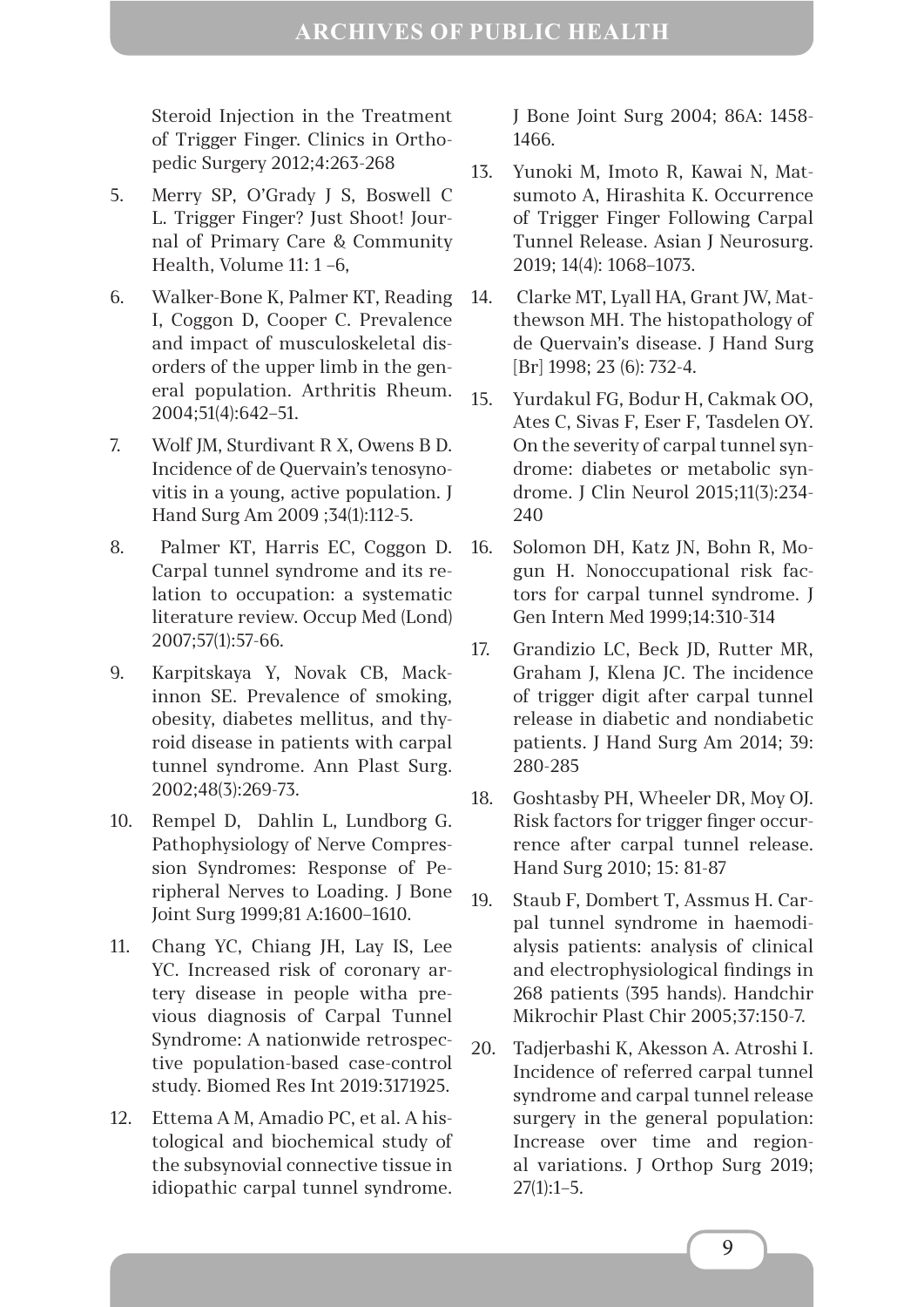Steroid Injection in the Treatment of Trigger Finger. Clinics in Orthopedic Surgery 2012;4:263-268

5. Merry SP, O'Grady J S, Boswell C L. Trigger Finger? Just Shoot! Journal of Primary Care & Community Health, Volume 11: 1 –6,
6. Walker-Bone K, Palmer KT, Reading I, Coggon D, Cooper C. Prevalence and impact of musculoskeletal disorders of the upper limb in the general population. Arthritis Rheum. 2004;51(4):642–51.
7. Wolf JM, Sturdivant R X, Owens B D. Incidence of de Quervain's tenosynovitis in a young, active population. J Hand Surg Am 2009 ;34(1):112-5.
8. Palmer KT, Harris EC, Coggon D. Carpal tunnel syndrome and its relation to occupation: a systematic literature review. Occup Med (Lond) 2007;57(1):57-66.
9. Karpitskaya Y, Novak CB, Mackinnon SE. Prevalence of smoking, obesity, diabetes mellitus, and thyroid disease in patients with carpal tunnel syndrome. Ann Plast Surg. 2002;48(3):269-73.
10. Rempel D, Dahlin L, Lundborg G. Pathophysiology of Nerve Compression Syndromes: Response of Peripheral Nerves to Loading. J Bone Joint Surg 1999;81 A:1600–1610.
11. Chang YC, Chiang JH, Lay IS, Lee YC. Increased risk of coronary artery disease in people witha previous diagnosis of Carpal Tunnel Syndrome: A nationwide retrospective population-based case-control study. Biomed Res Int 2019:3171925.
12. Ettema A M, Amadio PC, et al. A histological and biochemical study of the subsynovial connective tissue in idiopathic carpal tunnel syndrome. J Bone Joint Surg 2004; 86A: 1458-1466.
13. Yunoki M, Imoto R, Kawai N, Matsumoto A, Hirashita K. Occurrence of Trigger Finger Following Carpal Tunnel Release. Asian J Neurosurg. 2019; 14(4): 1068–1073.
14. Clarke MT, Lyall HA, Grant JW, Matthewson MH. The histopathology of de Quervain's disease. J Hand Surg [Br] 1998; 23 (6): 732-4.
15. Yurdakul FG, Bodur H, Cakmak OO, Ates C, Sivas F, Eser F, Tasdelen OY. On the severity of carpal tunnel syndrome: diabetes or metabolic syndrome. J Clin Neurol 2015;11(3):234-240
16. Solomon DH, Katz JN, Bohn R, Mogun H. Nonoccupational risk factors for carpal tunnel syndrome. J Gen Intern Med 1999;14:310-314
17. Grandizio LC, Beck JD, Rutter MR, Graham J, Klena JC. The incidence of trigger digit after carpal tunnel release in diabetic and nondiabetic patients. J Hand Surg Am 2014; 39: 280-285
18. Goshtasby PH, Wheeler DR, Moy OJ. Risk factors for trigger finger occurrence after carpal tunnel release. Hand Surg 2010; 15: 81-87
19. Staub F, Dombert T, Assmus H. Carpal tunnel syndrome in haemodialysis patients: analysis of clinical and electrophysiological findings in 268 patients (395 hands). Handchir Mikrochir Plast Chir 2005;37:150-7.
20. Tadjerbashi K, Akesson A. Atroshi I. Incidence of referred carpal tunnel syndrome and carpal tunnel release surgery in the general population: Increase over time and regional variations. J Orthop Surg 2019; 27(1):1–5.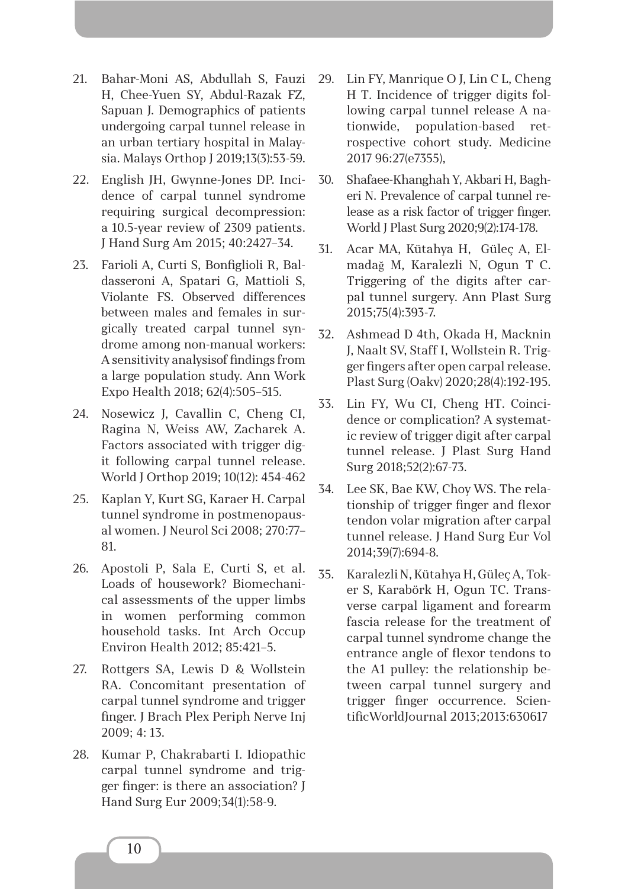21. Bahar-Moni AS, Abdullah S, Fauzi H, Chee-Yuen SY, Abdul-Razak FZ, Sapuan J. Demographics of patients undergoing carpal tunnel release in an urban tertiary hospital in Malaysia. Malays Orthop J 2019;13(3):53-59.
22. English JH, Gwynne-Jones DP. Incidence of carpal tunnel syndrome requiring surgical decompression: a 10.5-year review of 2309 patients. J Hand Surg Am 2015; 40:2427–34.
23. Farioli A, Curti S, Bonfiglioli R, Baldasseroni A, Spatari G, Mattioli S, Violante FS. Observed differences between males and females in surgically treated carpal tunnel syndrome among non-manual workers: A sensitivity analysisof findings from a large population study. Ann Work Expo Health 2018; 62(4):505–515.
24. Nosewicz J, Cavallin C, Cheng CI, Ragina N, Weiss AW, Zacharek A. Factors associated with trigger digit following carpal tunnel release. World J Orthop 2019; 10(12): 454-462
25. Kaplan Y, Kurt SG, Karaer H. Carpal tunnel syndrome in postmenopausal women. J Neurol Sci 2008; 270:77–81.
26. Apostoli P, Sala E, Curti S, et al. Loads of housework? Biomechanical assessments of the upper limbs in women performing common household tasks. Int Arch Occup Environ Health 2012; 85:421–5.
27. Rottgers SA, Lewis D & Wollstein RA. Concomitant presentation of carpal tunnel syndrome and trigger finger. J Brach Plex Periph Nerve Inj 2009; 4: 13.
28. Kumar P, Chakrabarti I. Idiopathic carpal tunnel syndrome and trigger finger: is there an association? J Hand Surg Eur 2009;34(1):58-9.
29. Lin FY, Manrique O J, Lin C L, Cheng H T. Incidence of trigger digits following carpal tunnel release A nationwide, population-based retrospective cohort study. Medicine 2017 96:27(e7355),
30. Shafaee-Khanghah Y, Akbari H, Bagheri N. Prevalence of carpal tunnel release as a risk factor of trigger finger. World J Plast Surg 2020;9(2):174-178.
31. Acar MA, Kütahya H, Güleç A, Elmadağ M, Karalezli N, Ogun T C. Triggering of the digits after carpal tunnel surgery. Ann Plast Surg 2015;75(4):393-7.
32. Ashmead D 4th, Okada H, Macknin J, Naalt SV, Staff I, Wollstein R. Trigger fingers after open carpal release. Plast Surg (Oakv) 2020;28(4):192-195.
33. Lin FY, Wu CI, Cheng HT. Coincidence or complication? A systematic review of trigger digit after carpal tunnel release. J Plast Surg Hand Surg 2018;52(2):67-73.
34. Lee SK, Bae KW, Choy WS. The relationship of trigger finger and flexor tendon volar migration after carpal tunnel release. J Hand Surg Eur Vol 2014;39(7):694-8.
35. Karalezli N, Kütahya H, Güleç A, Toker S, Karabörk H, Ogun TC. Transverse carpal ligament and forearm fascia release for the treatment of carpal tunnel syndrome change the entrance angle of flexor tendons to the A1 pulley: the relationship between carpal tunnel surgery and trigger finger occurrence. ScientificWorldJournal 2013;2013:630617